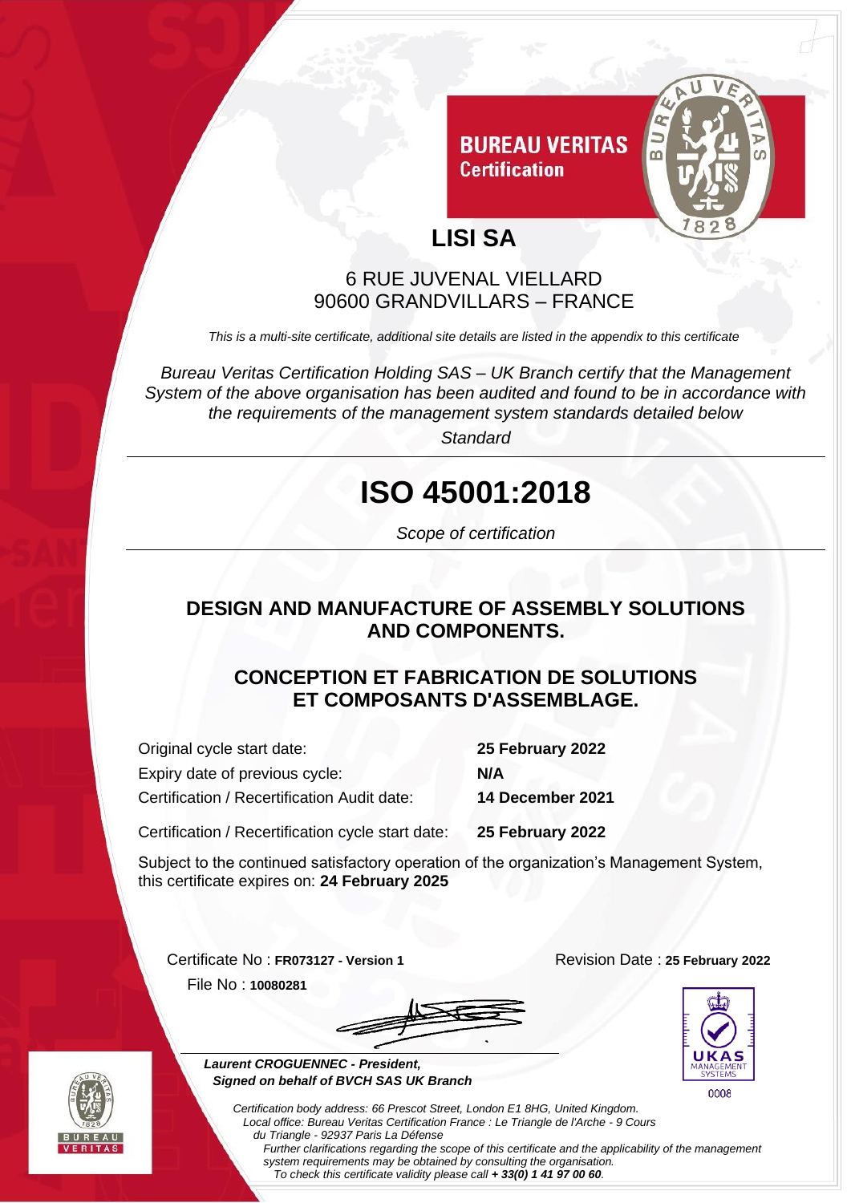BUREAU VERITAS
Certification

# LISI SA

6 RUE JUVENAL VIELLARD
90600 GRANDVILLARS – FRANCE

*This is a multi-site certificate, additional site details are listed in the appendix to this certificate*

*Bureau Veritas Certification Holding SAS – UK Branch certify that the Management System of the above organisation has been audited and found to be in accordance with the requirements of the management system standards detailed below*

*Standard*

# ISO 45001:2018

*Scope of certification*

**DESIGN AND MANUFACTURE OF ASSEMBLY SOLUTIONS AND COMPONENTS.**

**CONCEPTION ET FABRICATION DE SOLUTIONS ET COMPOSANTS D'ASSEMBLAGE.**

| | |
|---|---|
| Original cycle start date: | **25 February 2022** |
| Expiry date of previous cycle: | **N/A** |
| Certification / Recertification Audit date: | **14 December 2021** |
| Certification / Recertification cycle start date: | **25 February 2022** |

Subject to the continued satisfactory operation of the organization's Management System, this certificate expires on: **24 February 2025**

Certificate No : **FR073127 - Version 1**

Revision Date : **25 February 2022**

File No : **10080281**

***Laurent CROGUENNEC - President,***
***Signed on behalf of BVCH SAS UK Branch***

UKAS MANAGEMENT SYSTEMS
0008

*Certification body address: 66 Prescot Street, London E1 8HG, United Kingdom.*
*Local office: Bureau Veritas Certification France : Le Triangle de l'Arche - 9 Cours du Triangle - 92937 Paris La Défense*
*Further clarifications regarding the scope of this certificate and the applicability of the management system requirements may be obtained by consulting the organisation.*
*To check this certificate validity please call* ***+ 33(0) 1 41 97 00 60****.*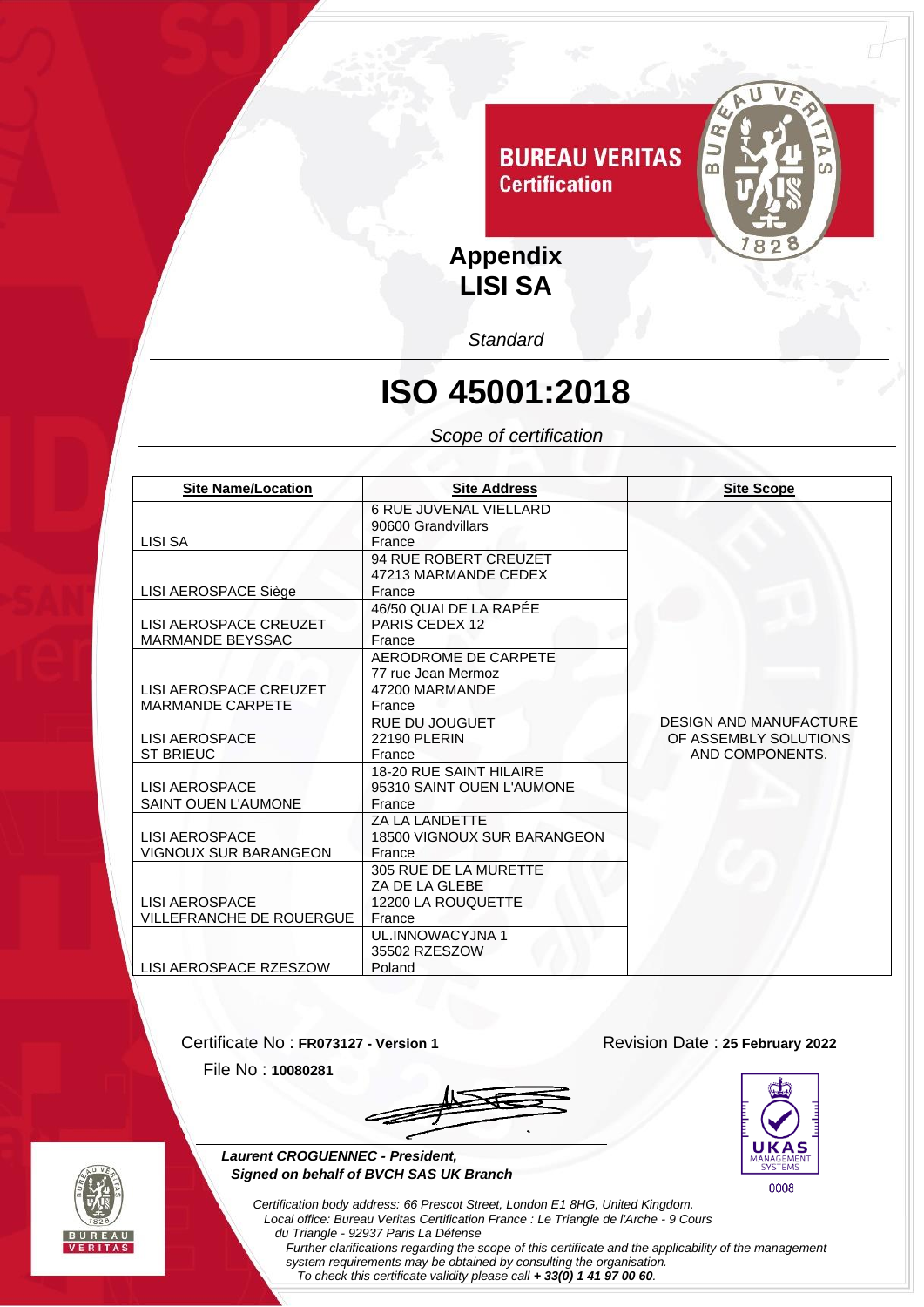BUREAU VERITAS
Certification

# Appendix
# LISI SA

*Standard*

# ISO 45001:2018

*Scope of certification*

| Site Name/Location | Site Address | Site Scope |
|---|---|---|
| LISI SA | 6 RUE JUVENAL VIELLARD 90600 Grandvillars France | DESIGN AND MANUFACTURE OF ASSEMBLY SOLUTIONS AND COMPONENTS. |
| LISI AEROSPACE Siège | 94 RUE ROBERT CREUZET 47213 MARMANDE CEDEX France | |
| LISI AEROSPACE CREUZET MARMANDE BEYSSAC | 46/50 QUAI DE LA RAPÉE PARIS CEDEX 12 France | |
| LISI AEROSPACE CREUZET MARMANDE CARPETE | AERODROME DE CARPETE 77 rue Jean Mermoz 47200 MARMANDE France | |
| LISI AEROSPACE ST BRIEUC | RUE DU JOUGUET 22190 PLERIN France | |
| LISI AEROSPACE SAINT OUEN L'AUMONE | 18-20 RUE SAINT HILAIRE 95310 SAINT OUEN L'AUMONE France | |
| LISI AEROSPACE VIGNOUX SUR BARANGEON | ZA LA LANDETTE 18500 VIGNOUX SUR BARANGEON France | |
| LISI AEROSPACE VILLEFRANCHE DE ROUERGUE | 305 RUE DE LA MURETTE ZA DE LA GLEBE 12200 LA ROUQUETTE France | |
| LISI AEROSPACE RZESZOW | UL.INNOWACYJNA 1 35502 RZESZOW Poland | |

Certificate No : **FR073127 - Version 1**

File No : **10080281**

Revision Date : **25 February 2022**

***Laurent CROGUENNEC - President,***
***Signed on behalf of BVCH SAS UK Branch***

UKAS MANAGEMENT SYSTEMS 0008

*Certification body address: 66 Prescot Street, London E1 8HG, United Kingdom.*
*Local office: Bureau Veritas Certification France : Le Triangle de l'Arche - 9 Cours du Triangle - 92937 Paris La Défense*
*Further clarifications regarding the scope of this certificate and the applicability of the management system requirements may be obtained by consulting the organisation.*
*To check this certificate validity please call **+ 33(0) 1 41 97 00 60**.*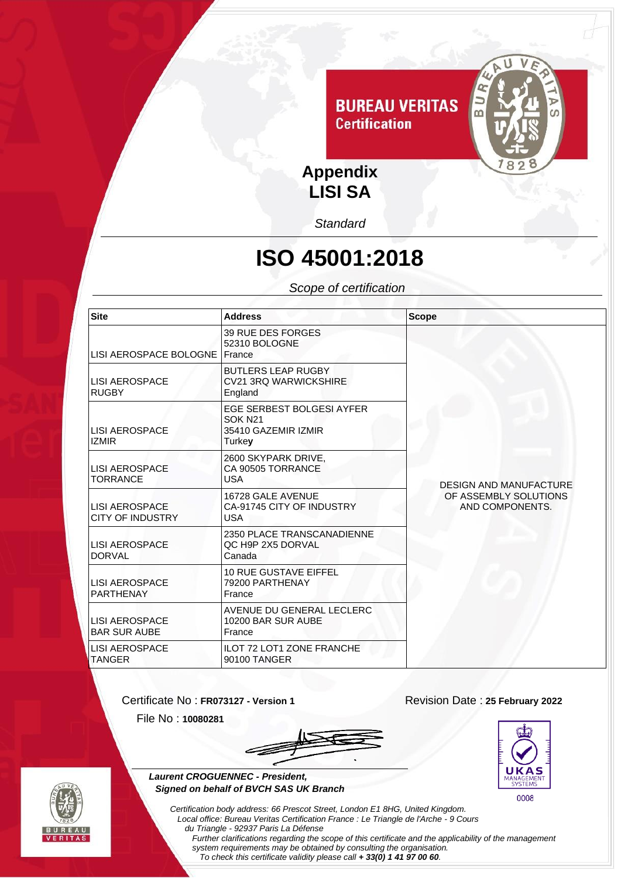BUREAU VERITAS
Certification

# Appendix
# LISI SA

*Standard*

# ISO 45001:2018

*Scope of certification*

| Site | Address | Scope |
|---|---|---|
| LISI AEROSPACE BOLOGNE | 39 RUE DES FORGES<br>52310 BOLOGNE<br>France | DESIGN AND MANUFACTURE OF ASSEMBLY SOLUTIONS AND COMPONENTS. |
| LISI AEROSPACE RUGBY | BUTLERS LEAP RUGBY<br>CV21 3RQ WARWICKSHIRE<br>England | |
| LISI AEROSPACE IZMIR | EGE SERBEST BOLGESI AYFER SOK N21<br>35410 GAZEMIR IZMIR<br>Turkey | |
| LISI AEROSPACE TORRANCE | 2600 SKYPARK DRIVE,<br>CA 90505 TORRANCE<br>USA | |
| LISI AEROSPACE CITY OF INDUSTRY | 16728 GALE AVENUE<br>CA-91745 CITY OF INDUSTRY<br>USA | |
| LISI AEROSPACE DORVAL | 2350 PLACE TRANSCANADIENNE<br>QC H9P 2X5 DORVAL<br>Canada | |
| LISI AEROSPACE PARTHENAY | 10 RUE GUSTAVE EIFFEL<br>79200 PARTHENAY<br>France | |
| LISI AEROSPACE BAR SUR AUBE | AVENUE DU GENERAL LECLERC<br>10200 BAR SUR AUBE<br>France | |
| LISI AEROSPACE TANGER | ILOT 72 LOT1 ZONE FRANCHE<br>90100 TANGER | |

Certificate No : **FR073127 - Version 1**

Revision Date : **25 February 2022**

File No : **10080281**

***Laurent CROGUENNEC - President,***
***Signed on behalf of BVCH SAS UK Branch***

UKAS MANAGEMENT SYSTEMS
0008

*Certification body address: 66 Prescot Street, London E1 8HG, United Kingdom.*
*Local office: Bureau Veritas Certification France : Le Triangle de l'Arche - 9 Cours du Triangle - 92937 Paris La Défense*
*Further clarifications regarding the scope of this certificate and the applicability of the management system requirements may be obtained by consulting the organisation.*
*To check this certificate validity please call **+ 33(0) 1 41 97 00 60**.*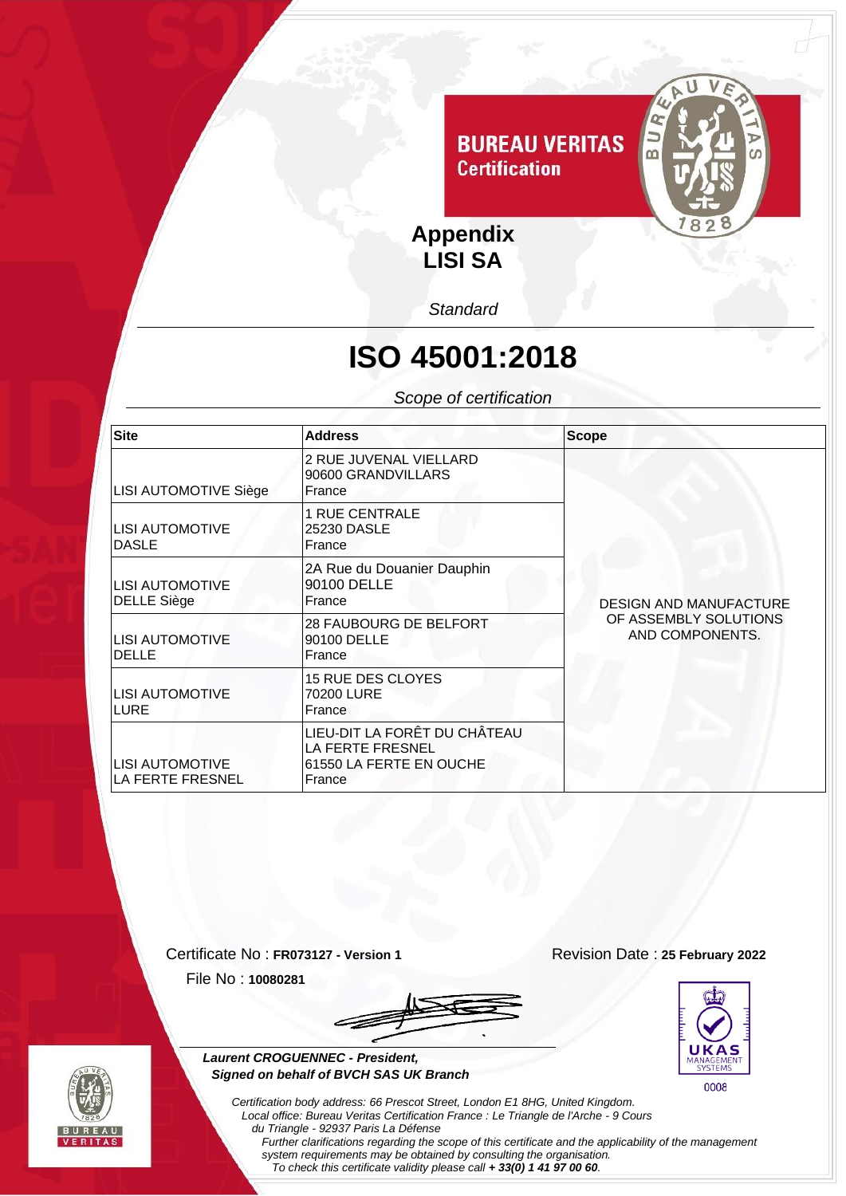BUREAU VERITAS
Certification

# Appendix
# LISI SA

*Standard*

# ISO 45001:2018

*Scope of certification*

| Site | Address | Scope |
|---|---|---|
| LISI AUTOMOTIVE Siège | 2 RUE JUVENAL VIELLARD<br>90600 GRANDVILLARS<br>France | DESIGN AND MANUFACTURE OF ASSEMBLY SOLUTIONS AND COMPONENTS. |
| LISI AUTOMOTIVE DASLE | 1 RUE CENTRALE<br>25230 DASLE<br>France | |
| LISI AUTOMOTIVE DELLE Siège | 2A Rue du Douanier Dauphin<br>90100 DELLE<br>France | |
| LISI AUTOMOTIVE DELLE | 28 FAUBOURG DE BELFORT<br>90100 DELLE<br>France | |
| LISI AUTOMOTIVE LURE | 15 RUE DES CLOYES<br>70200 LURE<br>France | |
| LISI AUTOMOTIVE LA FERTE FRESNEL | LIEU-DIT LA FORÊT DU CHÂTEAU<br>LA FERTE FRESNEL<br>61550 LA FERTE EN OUCHE<br>France | |

Certificate No : **FR073127 - Version 1**

File No : **10080281**

Revision Date : **25 February 2022**

***Laurent CROGUENNEC - President,***
***Signed on behalf of BVCH SAS UK Branch***

UKAS MANAGEMENT SYSTEMS
0008

*Certification body address: 66 Prescot Street, London E1 8HG, United Kingdom.*
*Local office: Bureau Veritas Certification France : Le Triangle de l'Arche - 9 Cours du Triangle - 92937 Paris La Défense*
*Further clarifications regarding the scope of this certificate and the applicability of the management system requirements may be obtained by consulting the organisation.*
*To check this certificate validity please call **+ 33(0) 1 41 97 00 60**.*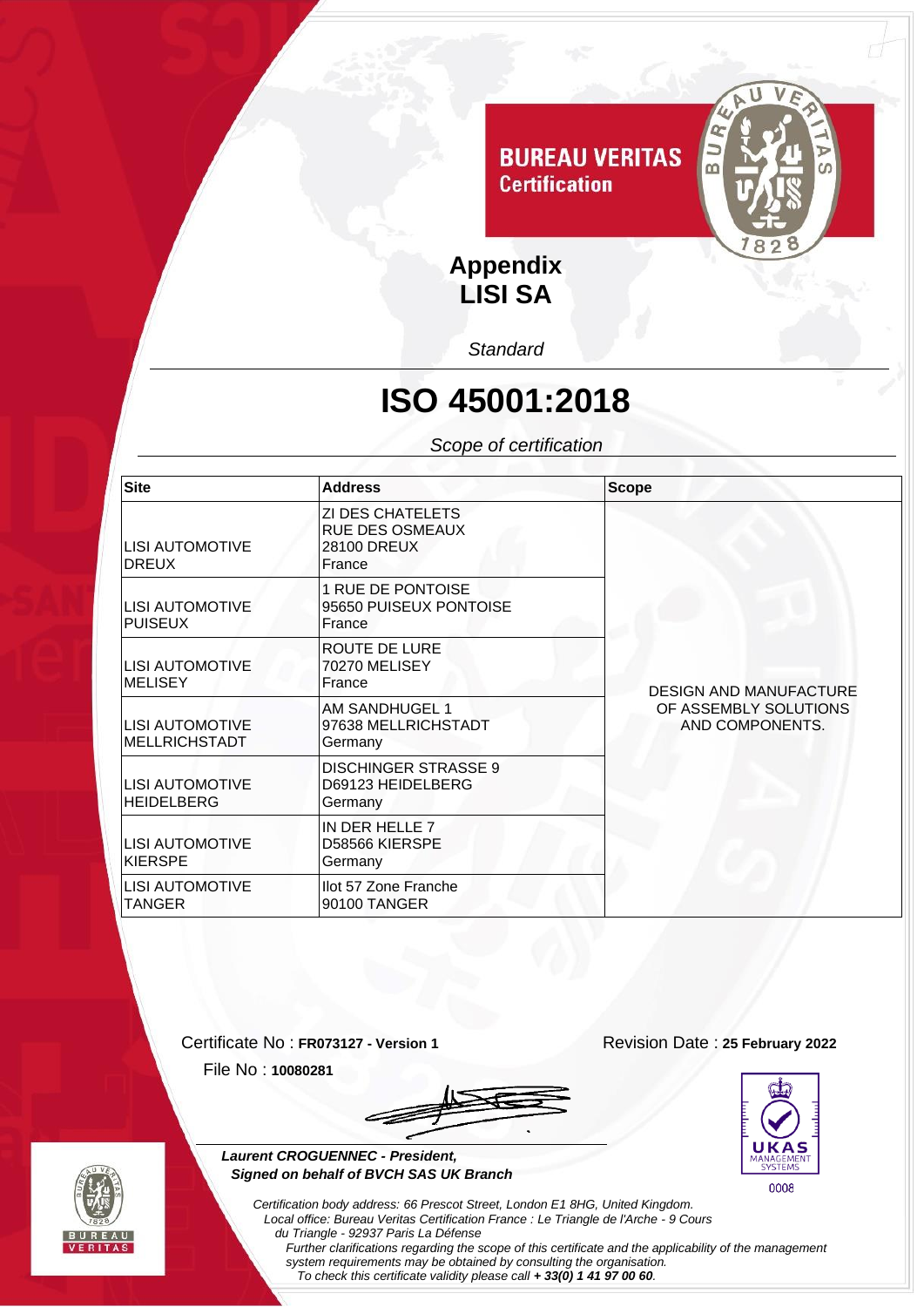BUREAU VERITAS
Certification

# Appendix
# LISI SA

*Standard*

# ISO 45001:2018

*Scope of certification*

| Site | Address | Scope |
|---|---|---|
| LISI AUTOMOTIVE DREUX | ZI DES CHATELETS RUE DES OSMEAUX 28100 DREUX France | DESIGN AND MANUFACTURE OF ASSEMBLY SOLUTIONS AND COMPONENTS. |
| LISI AUTOMOTIVE PUISEUX | 1 RUE DE PONTOISE 95650 PUISEUX PONTOISE France | |
| LISI AUTOMOTIVE MELISEY | ROUTE DE LURE 70270 MELISEY France | |
| LISI AUTOMOTIVE MELLRICHSTADT | AM SANDHUGEL 1 97638 MELLRICHSTADT Germany | |
| LISI AUTOMOTIVE HEIDELBERG | DISCHINGER STRASSE 9 D69123 HEIDELBERG Germany | |
| LISI AUTOMOTIVE KIERSPE | IN DER HELLE 7 D58566 KIERSPE Germany | |
| LISI AUTOMOTIVE TANGER | Ilot 57 Zone Franche 90100 TANGER | |

Certificate No : **FR073127 - Version 1**

File No : **10080281**

Revision Date : **25 February 2022**

***Laurent CROGUENNEC - President,***
***Signed on behalf of BVCH SAS UK Branch***

UKAS MANAGEMENT SYSTEMS
0008

*Certification body address: 66 Prescot Street, London E1 8HG, United Kingdom.*
*Local office: Bureau Veritas Certification France : Le Triangle de l'Arche - 9 Cours du Triangle - 92937 Paris La Défense*
*Further clarifications regarding the scope of this certificate and the applicability of the management system requirements may be obtained by consulting the organisation.*
*To check this certificate validity please call **+ 33(0) 1 41 97 00 60**.*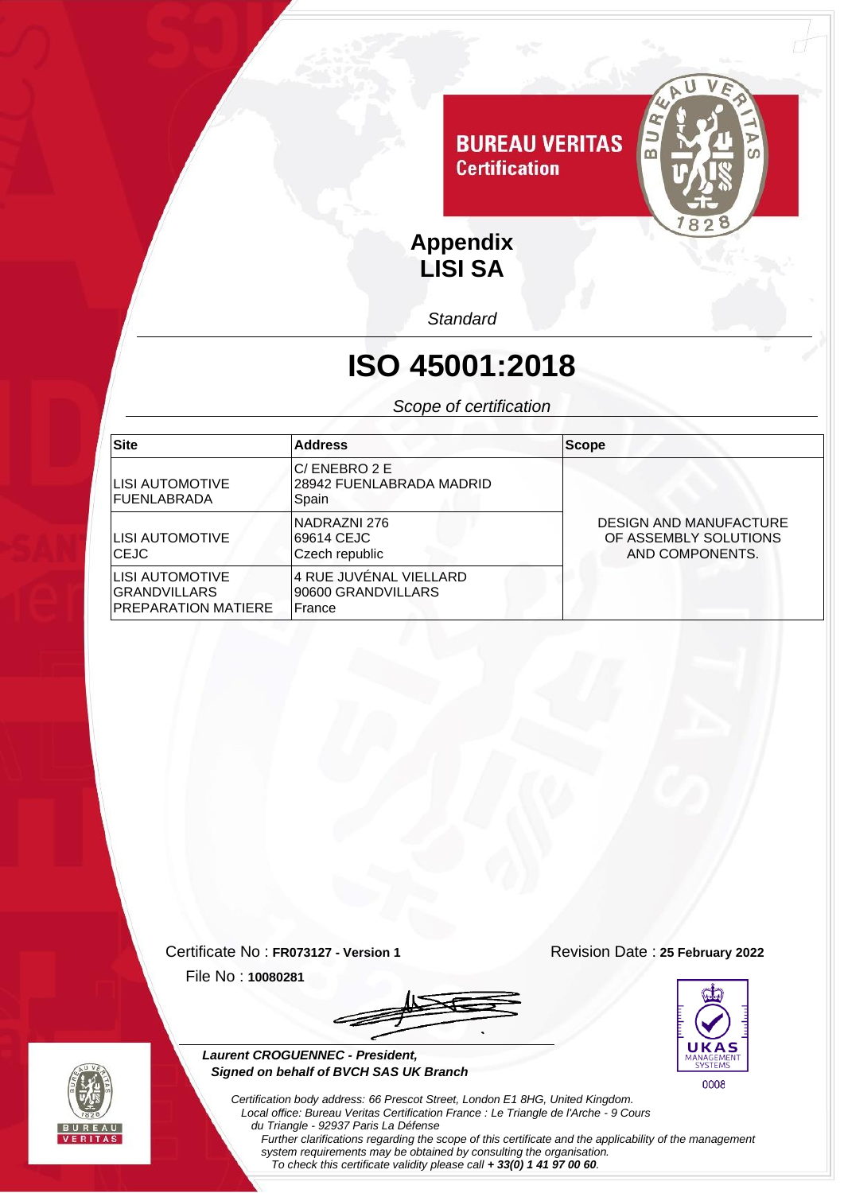BUREAU VERITAS
Certification

# Appendix
# LISI SA

*Standard*

# ISO 45001:2018

*Scope of certification*

| Site | Address | Scope |
| --- | --- | --- |
| LISI AUTOMOTIVE FUENLABRADA | C/ ENEBRO 2 E<br>28942 FUENLABRADA MADRID<br>Spain | DESIGN AND MANUFACTURE OF ASSEMBLY SOLUTIONS AND COMPONENTS. |
| LISI AUTOMOTIVE CEJC | NADRAZNI 276<br>69614 CEJC<br>Czech republic | |
| LISI AUTOMOTIVE GRANDVILLARS PREPARATION MATIERE | 4 RUE JUVÉNAL VIELLARD<br>90600 GRANDVILLARS<br>France | |

Certificate No : **FR073127 - Version 1**

Revision Date : **25 February 2022**

File No : **10080281**

***Laurent CROGUENNEC - President,***
***Signed on behalf of BVCH SAS UK Branch***

UKAS MANAGEMENT SYSTEMS
0008

*Certification body address: 66 Prescot Street, London E1 8HG, United Kingdom.*
*Local office: Bureau Veritas Certification France : Le Triangle de l'Arche - 9 Cours du Triangle - 92937 Paris La Défense*
*Further clarifications regarding the scope of this certificate and the applicability of the management system requirements may be obtained by consulting the organisation.*
*To check this certificate validity please call **+ 33(0) 1 41 97 00 60**.*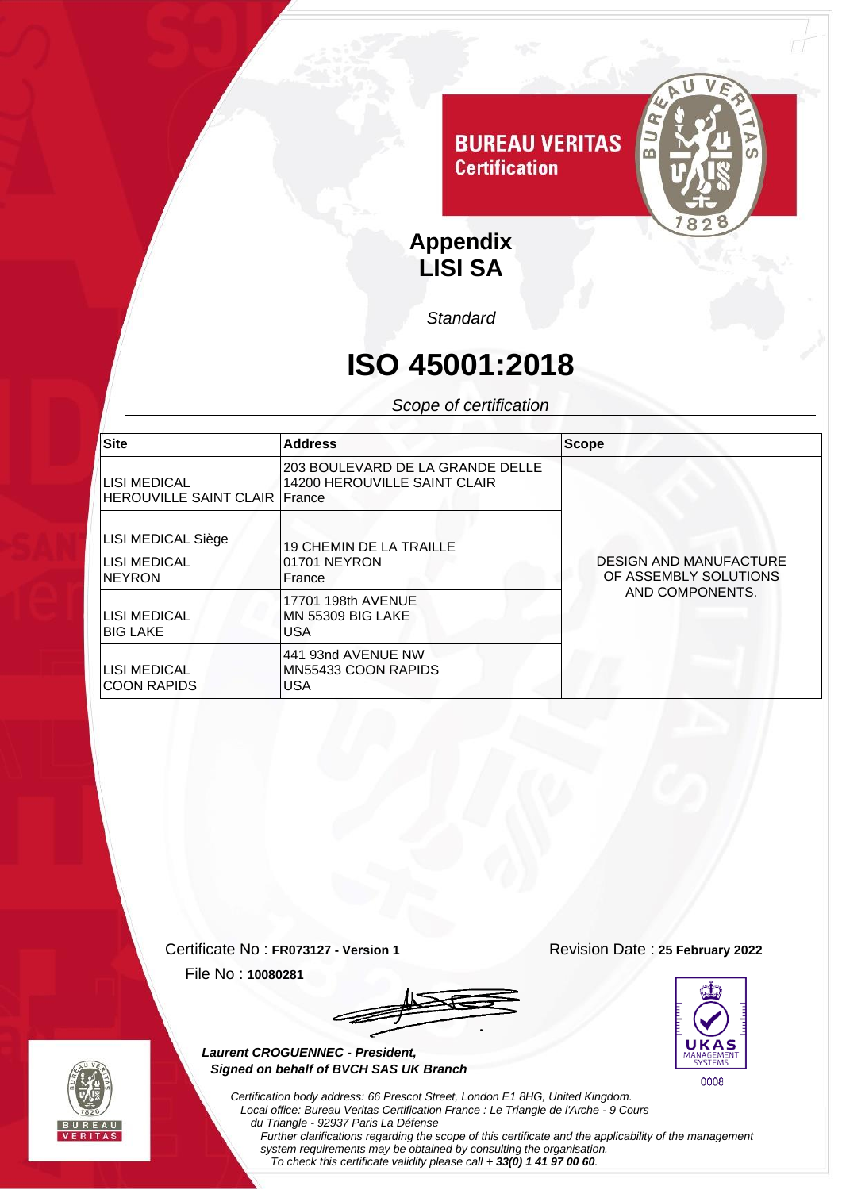BUREAU VERITAS
Certification

# Appendix
# LISI SA

*Standard*

# ISO 45001:2018

*Scope of certification*

| Site | Address | Scope |
|---|---|---|
| LISI MEDICAL HEROUVILLE SAINT CLAIR | 203 BOULEVARD DE LA GRANDE DELLE 14200 HEROUVILLE SAINT CLAIR France | DESIGN AND MANUFACTURE OF ASSEMBLY SOLUTIONS AND COMPONENTS. |
| LISI MEDICAL Siège | 19 CHEMIN DE LA TRAILLE 01701 NEYRON France | |
| LISI MEDICAL NEYRON | | |
| LISI MEDICAL BIG LAKE | 17701 198th AVENUE MN 55309 BIG LAKE USA | |
| LISI MEDICAL COON RAPIDS | 441 93nd AVENUE NW MN55433 COON RAPIDS USA | |

Certificate No : **FR073127 - Version 1**

File No : **10080281**

Revision Date : **25 February 2022**

***Laurent CROGUENNEC - President,***
***Signed on behalf of BVCH SAS UK Branch***

UKAS MANAGEMENT SYSTEMS 0008

*Certification body address: 66 Prescot Street, London E1 8HG, United Kingdom.*
*Local office: Bureau Veritas Certification France : Le Triangle de l'Arche - 9 Cours du Triangle - 92937 Paris La Défense*
*Further clarifications regarding the scope of this certificate and the applicability of the management system requirements may be obtained by consulting the organisation.*
*To check this certificate validity please call **+ 33(0) 1 41 97 00 60**.*